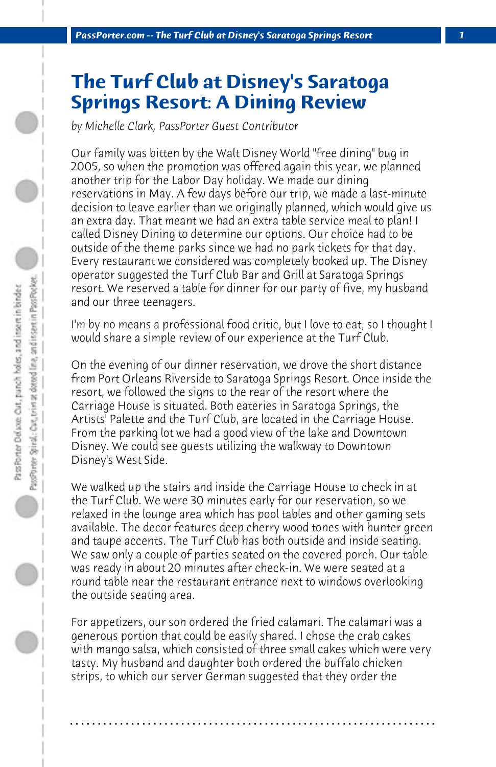# The Turf Club at Disney's Saratoga Springs Resort: A Dining Review

*by Michelle Clark, PassPorter Guest Contributor*

Our family was bitten by the Walt Disney World "free dining" bug in 2005, so when the promotion was offered again this year, we planned another trip for the Labor Day holiday. We made our dining reservations in May. A few days before our trip, we made a last-minute decision to leave earlier than we originally planned, which would give us an extra day. That meant we had an extra table service meal to plan! I called Disney Dining to determine our options. Our choice had to be outside of the theme parks since we had no park tickets for that day. Every restaurant we considered was completely booked up. The Disney operator suggested the Turf Club Bar and Grill at Saratoga Springs resort. We reserved a table for dinner for our party of five, my husband and our three teenagers.

I'm by no means a professional food critic, but I love to eat, so I thought I would share a simple review of our experience at the Turf Club.

On the evening of our dinner reservation, we drove the short distance from Port Orleans Riverside to Saratoga Springs Resort. Once inside the resort, we followed the signs to the rear of the resort where the Carriage House is situated. Both eateries in Saratoga Springs, the Artists' Palette and the Turf Club, are located in the Carriage House. From the parking lot we had a good view of the lake and Downtown Disney. We could see guests utilizing the walkway to Downtown Disney's West Side.

We walked up the stairs and inside the Carriage House to check in at the Turf Club. We were 30 minutes early for our reservation, so we relaxed in the lounge area which has pool tables and other gaming sets available. The decor features deep cherry wood tones with hunter green and taupe accents. The Turf Club has both outside and inside seating. We saw only a couple of parties seated on the covered porch. Our table was ready in about 20 minutes after check-in. We were seated at a round table near the restaurant entrance next to windows overlooking the outside seating area.

For appetizers, our son ordered the fried calamari. The calamari was a generous portion that could be easily shared. I chose the crab cakes with mango salsa, which consisted of three small cakes which were very tasty. My husband and daughter both ordered the buffalo chicken strips, to which our server German suggested that they order the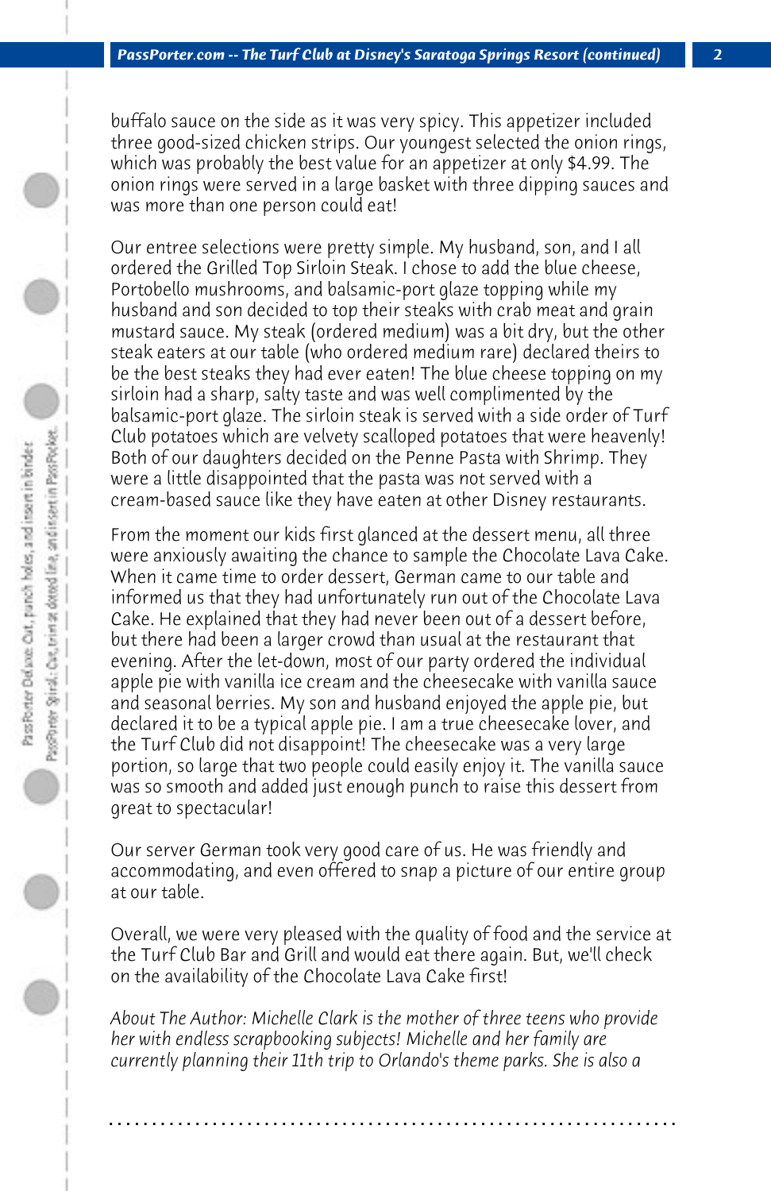buffalo sauce on the side as it was very spicy. This appetizer included three good-sized chicken strips. Our youngest selected the onion rings, which was probably the best value for an appetizer at only $4.99. The onion rings were served in a large basket with three dipping sauces and was more than one person could eat!

Our entree selections were pretty simple. My husband, son, and I all ordered the Grilled Top Sirloin Steak. I chose to add the blue cheese, Portobello mushrooms, and balsamic-port glaze topping while my husband and son decided to top their steaks with crab meat and grain mustard sauce. My steak (ordered medium) was a bit dry, but the other steak eaters at our table (who ordered medium rare) declared theirs to be the best steaks they had ever eaten! The blue cheese topping on my sirloin had a sharp, salty taste and was well complimented by the balsamic-port glaze. The sirloin steak is served with a side order of Turf Club potatoes which are velvety scalloped potatoes that were heavenly! Both of our daughters decided on the Penne Pasta with Shrimp. They were a little disappointed that the pasta was not served with a cream-based sauce like they have eaten at other Disney restaurants.

From the moment our kids first glanced at the dessert menu, all three were anxiously awaiting the chance to sample the Chocolate Lava Cake. When it came time to order dessert, German came to our table and informed us that they had unfortunately run out of the Chocolate Lava Cake. He explained that they had never been out of a dessert before, but there had been a larger crowd than usual at the restaurant that evening. After the let-down, most of our party ordered the individual apple pie with vanilla ice cream and the cheesecake with vanilla sauce and seasonal berries. My son and husband enjoyed the apple pie, but declared it to be a typical apple pie. I am a true cheesecake lover, and the Turf Club did not disappoint! The cheesecake was a very large portion, so large that two people could easily enjoy it. The vanilla sauce was so smooth and added just enough punch to raise this dessert from great to spectacular!

Our server German took very good care of us. He was friendly and accommodating, and even offered to snap a picture of our entire group at our table.

Overall, we were very pleased with the quality of food and the service at the Turf Club Bar and Grill and would eat there again. But, we'll check on the availability of the Chocolate Lava Cake first!

*About The Author: Michelle Clark is the mother of three teens who provide her with endless scrapbooking subjects! Michelle and her family are currently planning their 11th trip to Orlando's theme parks. She is also a*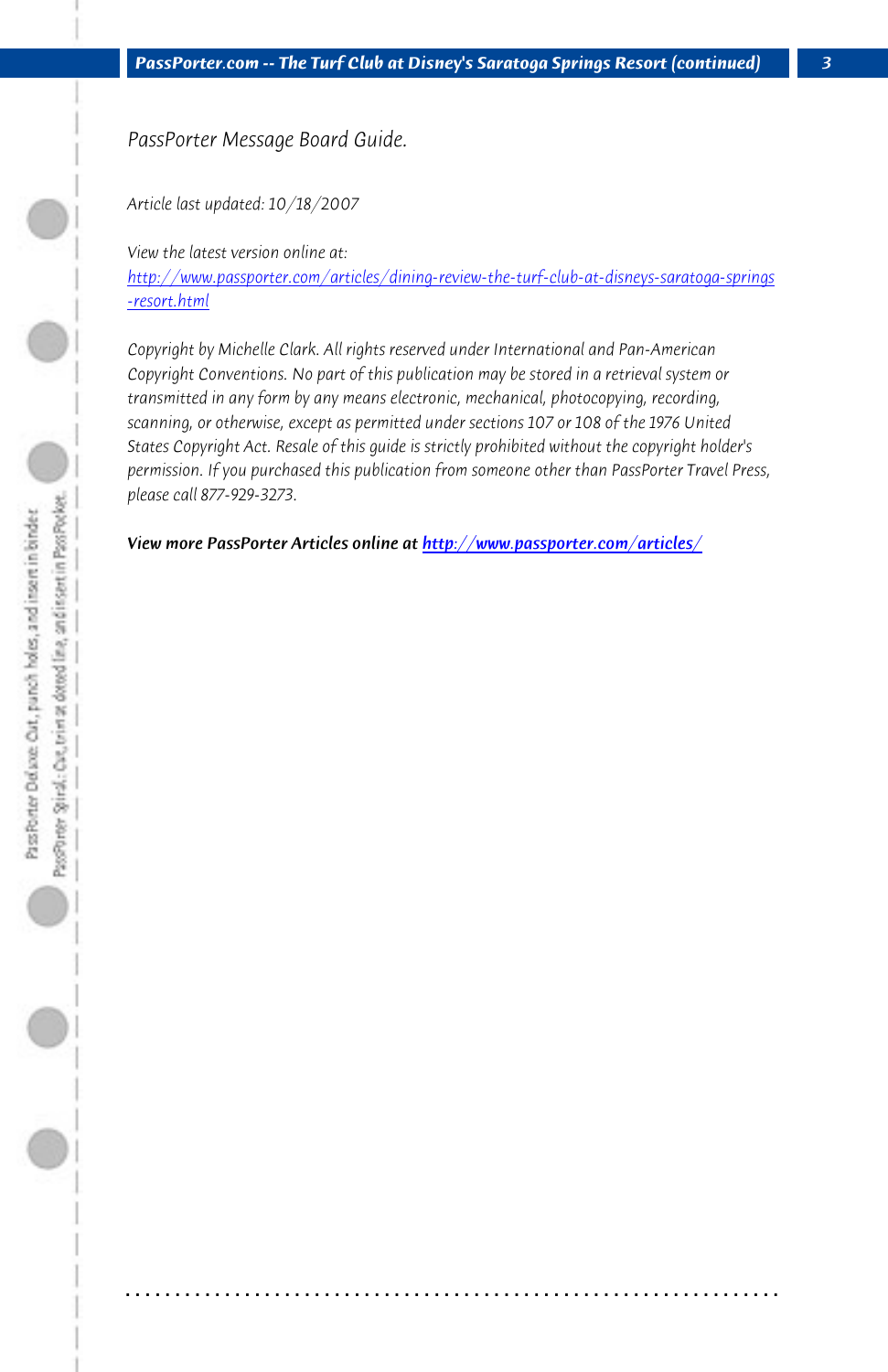*PassPorter Message Board Guide.*

*Article last updated: 10/18/2007*

*View the latest version online at:*
*http://www.passporter.com/articles/dining-review-the-turf-club-at-disneys-saratoga-springs-resort.html*

*Copyright by Michelle Clark. All rights reserved under International and Pan-American Copyright Conventions. No part of this publication may be stored in a retrieval system or transmitted in any form by any means electronic, mechanical, photocopying, recording, scanning, or otherwise, except as permitted under sections 107 or 108 of the 1976 United States Copyright Act. Resale of this guide is strictly prohibited without the copyright holder's permission. If you purchased this publication from someone other than PassPorter Travel Press, please call 877-929-3273.*

***View more PassPorter Articles online at http://www.passporter.com/articles/***